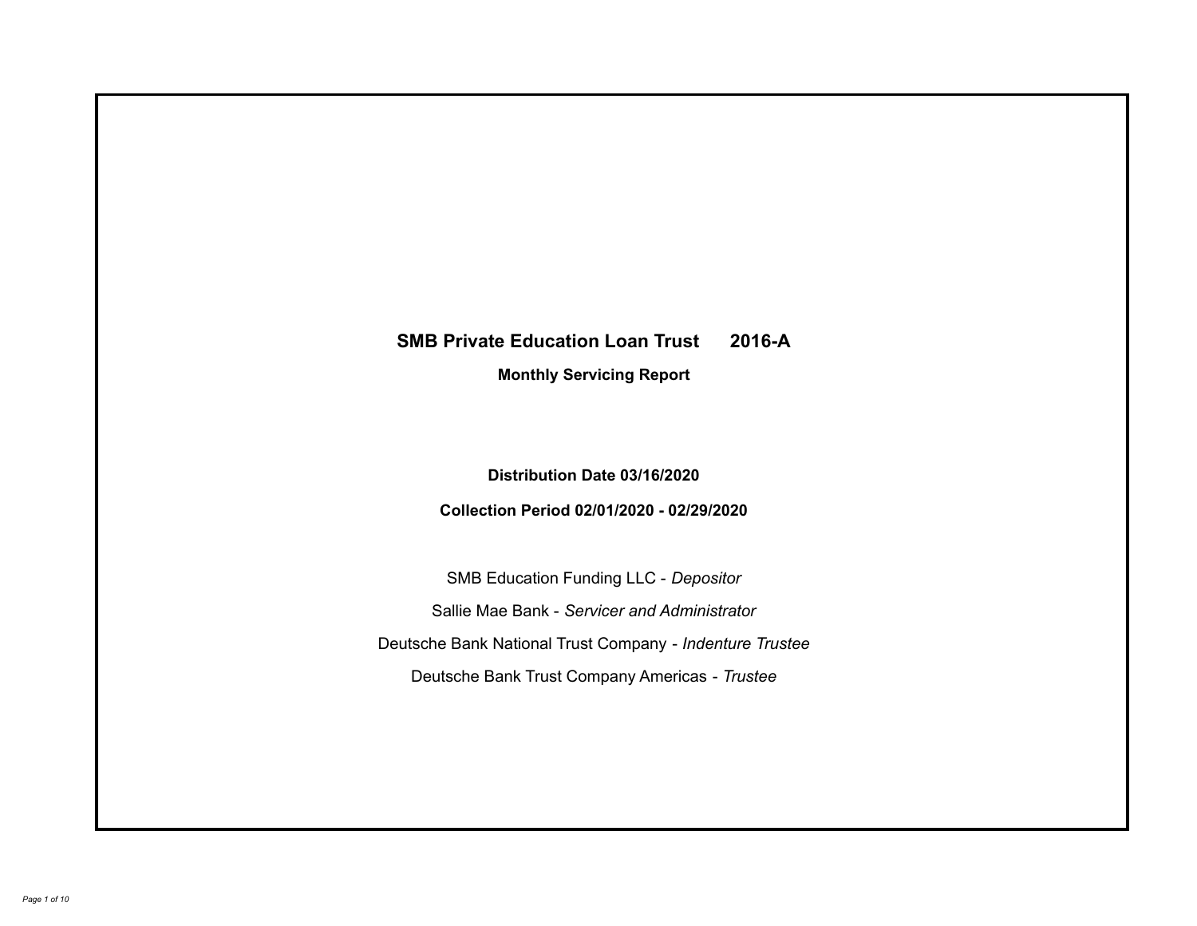# SMB Private Education Loan Trust 2016-A

**Monthly Servicing Report**

**Distribution Date 03/16/2020**

**Collection Period 02/01/2020 - 02/29/2020**

SMB Education Funding LLC - *Depositor*

Sallie Mae Bank - *Servicer and Administrator*

Deutsche Bank National Trust Company - *Indenture Trustee*

Deutsche Bank Trust Company Americas - *Trustee*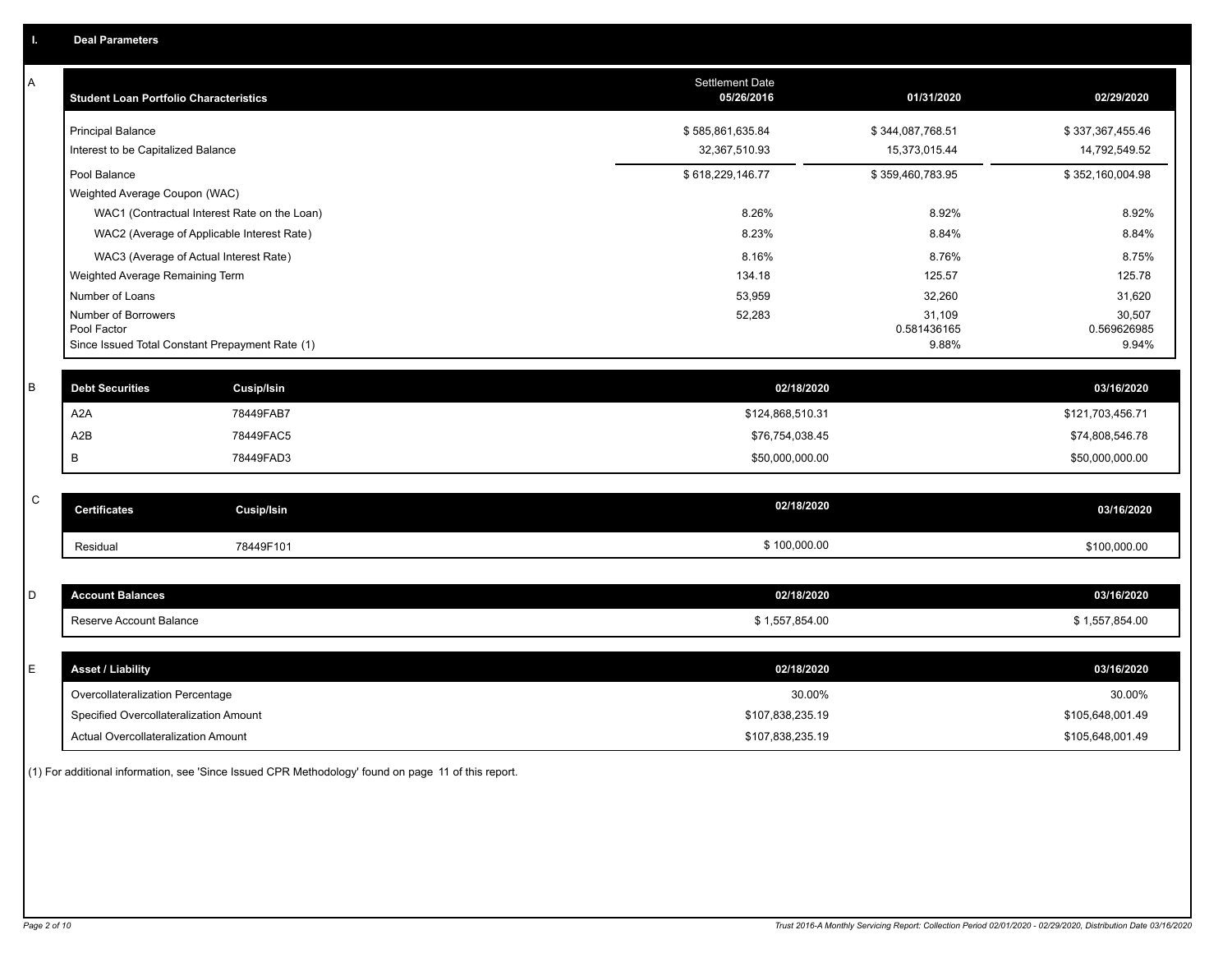## I. Deal Parameters

### A

| Student Loan Portfolio Characteristics | Settlement Date 05/26/2016 | 01/31/2020 | 02/29/2020 |
|---|---|---|---|
| Principal Balance | $ 585,861,635.84 | $ 344,087,768.51 | $ 337,367,455.46 |
| Interest to be Capitalized Balance | 32,367,510.93 | 15,373,015.44 | 14,792,549.52 |
| Pool Balance | $ 618,229,146.77 | $ 359,460,783.95 | $ 352,160,004.98 |
| Weighted Average Coupon (WAC) | | | |
| WAC1 (Contractual Interest Rate on the Loan) | 8.26% | 8.92% | 8.92% |
| WAC2 (Average of Applicable Interest Rate) | 8.23% | 8.84% | 8.84% |
| WAC3 (Average of Actual Interest Rate) | 8.16% | 8.76% | 8.75% |
| Weighted Average Remaining Term | 134.18 | 125.57 | 125.78 |
| Number of Loans | 53,959 | 32,260 | 31,620 |
| Number of Borrowers | 52,283 | 31,109 | 30,507 |
| Pool Factor | | 0.581436165 | 0.569626985 |
| Since Issued Total Constant Prepayment Rate (1) | | 9.88% | 9.94% |

### B

| Debt Securities | Cusip/Isin | 02/18/2020 | 03/16/2020 |
|---|---|---|---|
| A2A | 78449FAB7 | $124,868,510.31 | $121,703,456.71 |
| A2B | 78449FAC5 | $76,754,038.45 | $74,808,546.78 |
| B | 78449FAD3 | $50,000,000.00 | $50,000,000.00 |

### C

| Certificates | Cusip/Isin | 02/18/2020 | 03/16/2020 |
|---|---|---|---|
| Residual | 78449F101 | $ 100,000.00 | $100,000.00 |

### D

| Account Balances | 02/18/2020 | 03/16/2020 |
|---|---|---|
| Reserve Account Balance | $ 1,557,854.00 | $ 1,557,854.00 |

### E

| Asset / Liability | 02/18/2020 | 03/16/2020 |
|---|---|---|
| Overcollateralization Percentage | 30.00% | 30.00% |
| Specified Overcollateralization Amount | $107,838,235.19 | $105,648,001.49 |
| Actual Overcollateralization Amount | $107,838,235.19 | $105,648,001.49 |

(1) For additional information, see 'Since Issued CPR Methodology' found on page 11 of this report.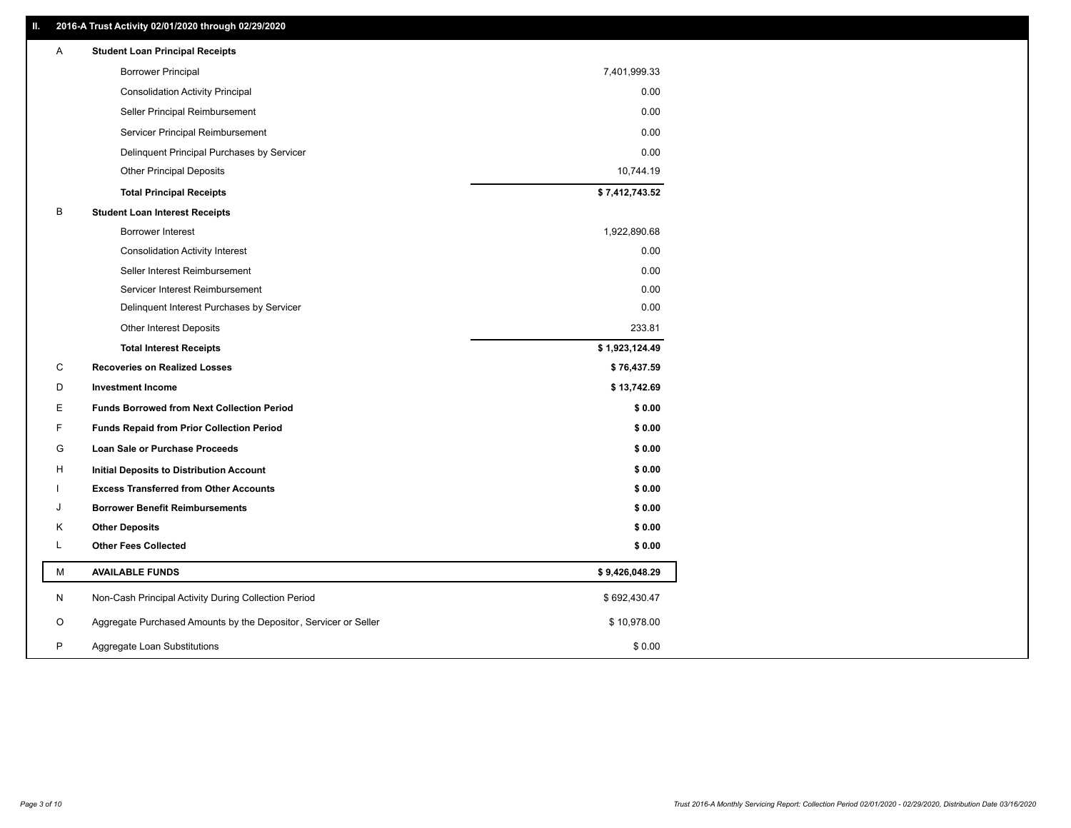## II. 2016-A Trust Activity 02/01/2020 through 02/29/2020

| | | |
|---|---|---|
| A | **Student Loan Principal Receipts** | |
| | Borrower Principal | 7,401,999.33 |
| | Consolidation Activity Principal | 0.00 |
| | Seller Principal Reimbursement | 0.00 |
| | Servicer Principal Reimbursement | 0.00 |
| | Delinquent Principal Purchases by Servicer | 0.00 |
| | Other Principal Deposits | 10,744.19 |
| | **Total Principal Receipts** | **$ 7,412,743.52** |
| B | **Student Loan Interest Receipts** | |
| | Borrower Interest | 1,922,890.68 |
| | Consolidation Activity Interest | 0.00 |
| | Seller Interest Reimbursement | 0.00 |
| | Servicer Interest Reimbursement | 0.00 |
| | Delinquent Interest Purchases by Servicer | 0.00 |
| | Other Interest Deposits | 233.81 |
| | **Total Interest Receipts** | **$ 1,923,124.49** |
| C | **Recoveries on Realized Losses** | **$ 76,437.59** |
| D | **Investment Income** | **$ 13,742.69** |
| E | **Funds Borrowed from Next Collection Period** | **$ 0.00** |
| F | **Funds Repaid from Prior Collection Period** | **$ 0.00** |
| G | **Loan Sale or Purchase Proceeds** | **$ 0.00** |
| H | **Initial Deposits to Distribution Account** | **$ 0.00** |
| I | **Excess Transferred from Other Accounts** | **$ 0.00** |
| J | **Borrower Benefit Reimbursements** | **$ 0.00** |
| K | **Other Deposits** | **$ 0.00** |
| L | **Other Fees Collected** | **$ 0.00** |
| M | **AVAILABLE FUNDS** | **$ 9,426,048.29** |
| N | Non-Cash Principal Activity During Collection Period | $ 692,430.47 |
| O | Aggregate Purchased Amounts by the Depositor, Servicer or Seller | $ 10,978.00 |
| P | Aggregate Loan Substitutions | $ 0.00 |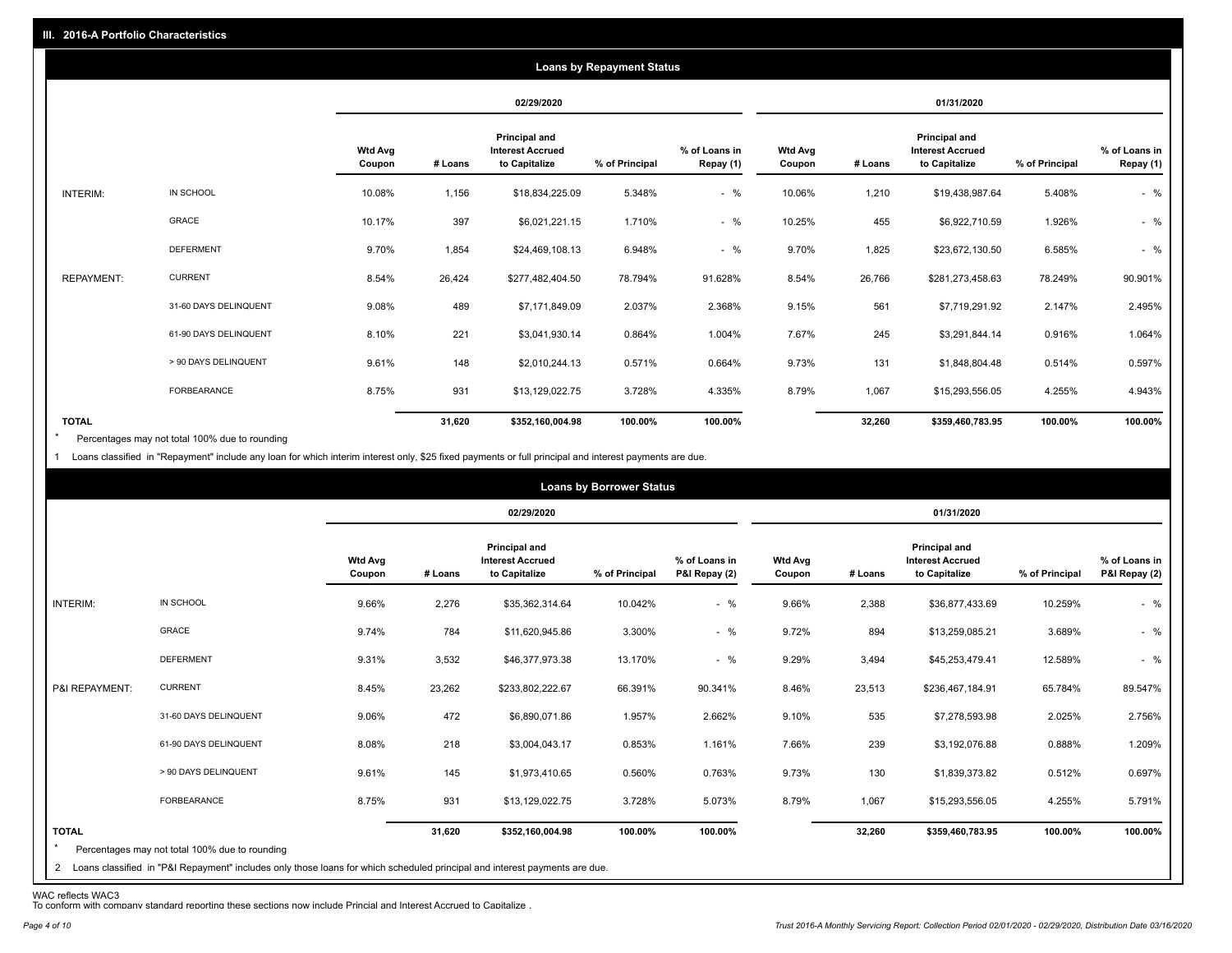## III. 2016-A Portfolio Characteristics

### Loans by Repayment Status

| | | 02/29/2020 | | | | | 01/31/2020 | | | | |
|---|---|---|---|---|---|---|---|---|---|---|---|
| | | Wtd Avg Coupon | # Loans | Principal and Interest Accrued to Capitalize | % of Principal | % of Loans in Repay (1) | Wtd Avg Coupon | # Loans | Principal and Interest Accrued to Capitalize | % of Principal | % of Loans in Repay (1) |
| INTERIM: | IN SCHOOL | 10.08% | 1,156 | $18,834,225.09 | 5.348% | - % | 10.06% | 1,210 | $19,438,987.64 | 5.408% | - % |
| | GRACE | 10.17% | 397 | $6,021,221.15 | 1.710% | - % | 10.25% | 455 | $6,922,710.59 | 1.926% | - % |
| | DEFERMENT | 9.70% | 1,854 | $24,469,108.13 | 6.948% | - % | 9.70% | 1,825 | $23,672,130.50 | 6.585% | - % |
| REPAYMENT: | CURRENT | 8.54% | 26,424 | $277,482,404.50 | 78.794% | 91.628% | 8.54% | 26,766 | $281,273,458.63 | 78.249% | 90.901% |
| | 31-60 DAYS DELINQUENT | 9.08% | 489 | $7,171,849.09 | 2.037% | 2.368% | 9.15% | 561 | $7,719,291.92 | 2.147% | 2.495% |
| | 61-90 DAYS DELINQUENT | 8.10% | 221 | $3,041,930.14 | 0.864% | 1.004% | 7.67% | 245 | $3,291,844.14 | 0.916% | 1.064% |
| | > 90 DAYS DELINQUENT | 9.61% | 148 | $2,010,244.13 | 0.571% | 0.664% | 9.73% | 131 | $1,848,804.48 | 0.514% | 0.597% |
| | FORBEARANCE | 8.75% | 931 | $13,129,022.75 | 3.728% | 4.335% | 8.79% | 1,067 | $15,293,556.05 | 4.255% | 4.943% |
| TOTAL | | | 31,620 | $352,160,004.98 | 100.00% | 100.00% | | 32,260 | $359,460,783.95 | 100.00% | 100.00% |

\* Percentages may not total 100% due to rounding

1 Loans classified in "Repayment" include any loan for which interim interest only, $25 fixed payments or full principal and interest payments are due.

### Loans by Borrower Status

| | | 02/29/2020 | | | | | 01/31/2020 | | | | |
|---|---|---|---|---|---|---|---|---|---|---|---|
| | | Wtd Avg Coupon | # Loans | Principal and Interest Accrued to Capitalize | % of Principal | % of Loans in P&I Repay (2) | Wtd Avg Coupon | # Loans | Principal and Interest Accrued to Capitalize | % of Principal | % of Loans in P&I Repay (2) |
| INTERIM: | IN SCHOOL | 9.66% | 2,276 | $35,362,314.64 | 10.042% | - % | 9.66% | 2,388 | $36,877,433.69 | 10.259% | - % |
| | GRACE | 9.74% | 784 | $11,620,945.86 | 3.300% | - % | 9.72% | 894 | $13,259,085.21 | 3.689% | - % |
| | DEFERMENT | 9.31% | 3,532 | $46,377,973.38 | 13.170% | - % | 9.29% | 3,494 | $45,253,479.41 | 12.589% | - % |
| P&I REPAYMENT: | CURRENT | 8.45% | 23,262 | $233,802,222.67 | 66.391% | 90.341% | 8.46% | 23,513 | $236,467,184.91 | 65.784% | 89.547% |
| | 31-60 DAYS DELINQUENT | 9.06% | 472 | $6,890,071.86 | 1.957% | 2.662% | 9.10% | 535 | $7,278,593.98 | 2.025% | 2.756% |
| | 61-90 DAYS DELINQUENT | 8.08% | 218 | $3,004,043.17 | 0.853% | 1.161% | 7.66% | 239 | $3,192,076.88 | 0.888% | 1.209% |
| | > 90 DAYS DELINQUENT | 9.61% | 145 | $1,973,410.65 | 0.560% | 0.763% | 9.73% | 130 | $1,839,373.82 | 0.512% | 0.697% |
| | FORBEARANCE | 8.75% | 931 | $13,129,022.75 | 3.728% | 5.073% | 8.79% | 1,067 | $15,293,556.05 | 4.255% | 5.791% |
| TOTAL | | | 31,620 | $352,160,004.98 | 100.00% | 100.00% | | 32,260 | $359,460,783.95 | 100.00% | 100.00% |

\* Percentages may not total 100% due to rounding

2 Loans classified in "P&I Repayment" includes only those loans for which scheduled principal and interest payments are due.

WAC reflects WAC3

To conform with company standard reporting these sections now include Princial and Interest Accrued to Capitalize .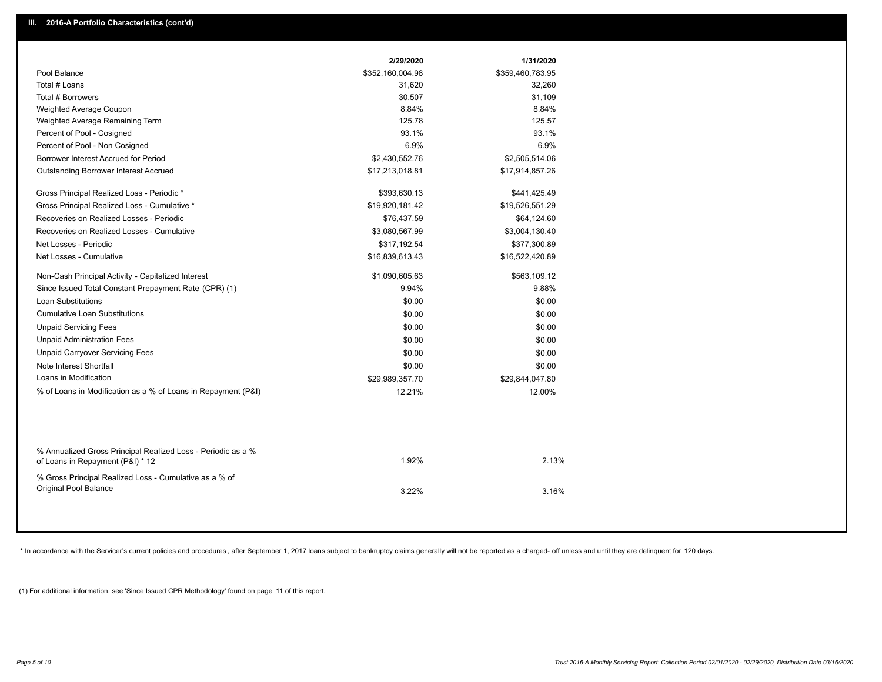## III. 2016-A Portfolio Characteristics (cont'd)

| | 2/29/2020 | 1/31/2020 |
|---|---|---|
| Pool Balance | $352,160,004.98 | $359,460,783.95 |
| Total # Loans | 31,620 | 32,260 |
| Total # Borrowers | 30,507 | 31,109 |
| Weighted Average Coupon | 8.84% | 8.84% |
| Weighted Average Remaining Term | 125.78 | 125.57 |
| Percent of Pool - Cosigned | 93.1% | 93.1% |
| Percent of Pool - Non Cosigned | 6.9% | 6.9% |
| Borrower Interest Accrued for Period | $2,430,552.76 | $2,505,514.06 |
| Outstanding Borrower Interest Accrued | $17,213,018.81 | $17,914,857.26 |
| Gross Principal Realized Loss - Periodic * | $393,630.13 | $441,425.49 |
| Gross Principal Realized Loss - Cumulative * | $19,920,181.42 | $19,526,551.29 |
| Recoveries on Realized Losses - Periodic | $76,437.59 | $64,124.60 |
| Recoveries on Realized Losses - Cumulative | $3,080,567.99 | $3,004,130.40 |
| Net Losses - Periodic | $317,192.54 | $377,300.89 |
| Net Losses - Cumulative | $16,839,613.43 | $16,522,420.89 |
| Non-Cash Principal Activity - Capitalized Interest | $1,090,605.63 | $563,109.12 |
| Since Issued Total Constant Prepayment Rate (CPR) (1) | 9.94% | 9.88% |
| Loan Substitutions | $0.00 | $0.00 |
| Cumulative Loan Substitutions | $0.00 | $0.00 |
| Unpaid Servicing Fees | $0.00 | $0.00 |
| Unpaid Administration Fees | $0.00 | $0.00 |
| Unpaid Carryover Servicing Fees | $0.00 | $0.00 |
| Note Interest Shortfall | $0.00 | $0.00 |
| Loans in Modification | $29,989,357.70 | $29,844,047.80 |
| % of Loans in Modification as a % of Loans in Repayment (P&I) | 12.21% | 12.00% |
| % Annualized Gross Principal Realized Loss - Periodic as a % of Loans in Repayment (P&I) * 12 | 1.92% | 2.13% |
| % Gross Principal Realized Loss - Cumulative as a % of Original Pool Balance | 3.22% | 3.16% |

* In accordance with the Servicer's current policies and procedures , after September 1, 2017 loans subject to bankruptcy claims generally will not be reported as a charged- off unless and until they are delinquent for 120 days.

(1) For additional information, see 'Since Issued CPR Methodology' found on page 11 of this report.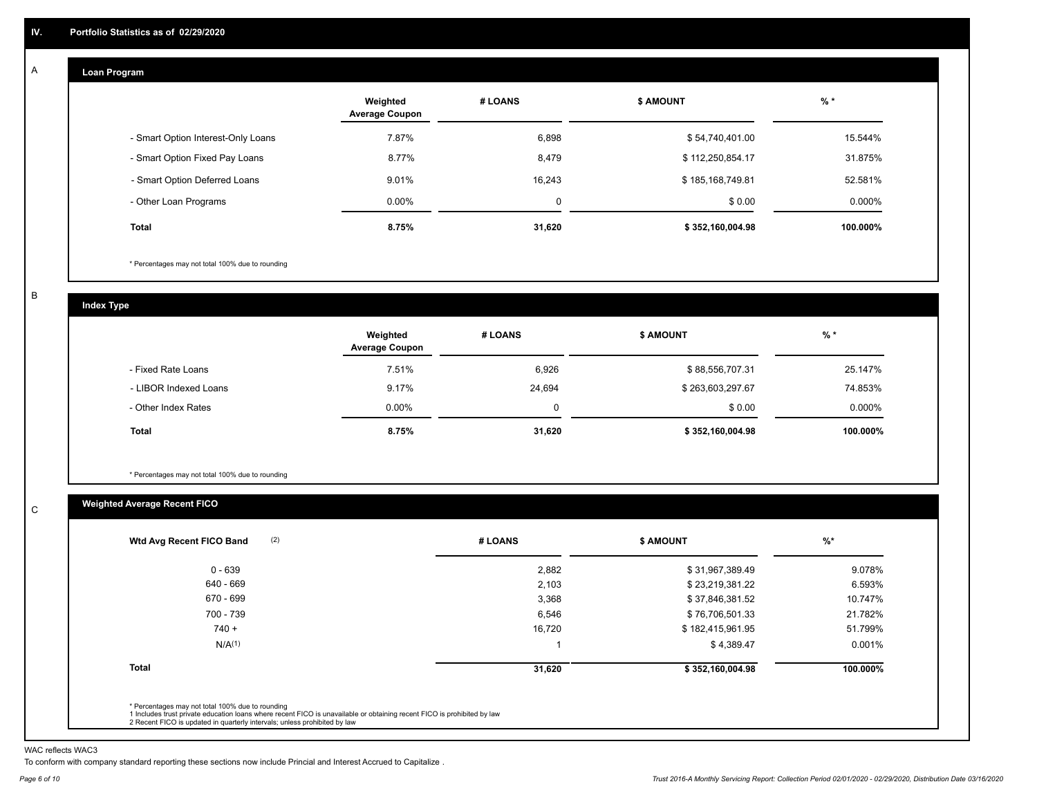## IV. Portfolio Statistics as of 02/29/2020

### A — Loan Program

| | Weighted Average Coupon | # LOANS | $ AMOUNT | % * |
|---|---|---|---|---|
| - Smart Option Interest-Only Loans | 7.87% | 6,898 | $ 54,740,401.00 | 15.544% |
| - Smart Option Fixed Pay Loans | 8.77% | 8,479 | $ 112,250,854.17 | 31.875% |
| - Smart Option Deferred Loans | 9.01% | 16,243 | $ 185,168,749.81 | 52.581% |
| - Other Loan Programs | 0.00% | 0 | $ 0.00 | 0.000% |
| **Total** | **8.75%** | **31,620** | **$ 352,160,004.98** | **100.000%** |

* Percentages may not total 100% due to rounding

### B — Index Type

| | Weighted Average Coupon | # LOANS | $ AMOUNT | % * |
|---|---|---|---|---|
| - Fixed Rate Loans | 7.51% | 6,926 | $ 88,556,707.31 | 25.147% |
| - LIBOR Indexed Loans | 9.17% | 24,694 | $ 263,603,297.67 | 74.853% |
| - Other Index Rates | 0.00% | 0 | $ 0.00 | 0.000% |
| **Total** | **8.75%** | **31,620** | **$ 352,160,004.98** | **100.000%** |

* Percentages may not total 100% due to rounding

### C — Weighted Average Recent FICO

| Wtd Avg Recent FICO Band (2) | # LOANS | $ AMOUNT | %* |
|---|---|---|---|
| 0 - 639 | 2,882 | $ 31,967,389.49 | 9.078% |
| 640 - 669 | 2,103 | $ 23,219,381.22 | 6.593% |
| 670 - 699 | 3,368 | $ 37,846,381.52 | 10.747% |
| 700 - 739 | 6,546 | $ 76,706,501.33 | 21.782% |
| 740 + | 16,720 | $ 182,415,961.95 | 51.799% |
| N/A(1) | 1 | $ 4,389.47 | 0.001% |
| **Total** | **31,620** | **$ 352,160,004.98** | **100.000%** |

* Percentages may not total 100% due to rounding
1 Includes trust private education loans where recent FICO is unavailable or obtaining recent FICO is prohibited by law
2 Recent FICO is updated in quarterly intervals; unless prohibited by law

WAC reflects WAC3

To conform with company standard reporting these sections now include Princial and Interest Accrued to Capitalize .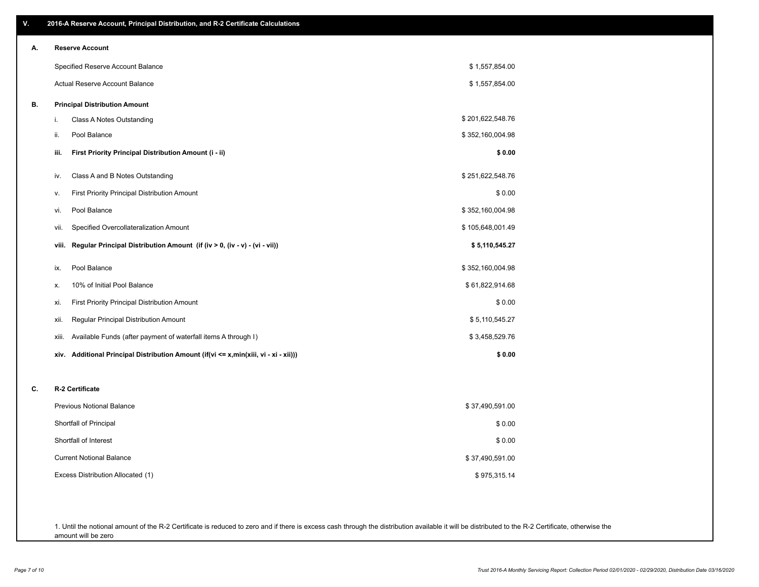## V. 2016-A Reserve Account, Principal Distribution, and R-2 Certificate Calculations

### A. Reserve Account

| | |
|---|---|
| Specified Reserve Account Balance | $ 1,557,854.00 |
| Actual Reserve Account Balance | $ 1,557,854.00 |

### B. Principal Distribution Amount

| | | |
|---|---|---|
| i. | Class A Notes Outstanding | $ 201,622,548.76 |
| ii. | Pool Balance | $ 352,160,004.98 |
| **iii.** | **First Priority Principal Distribution Amount (i - ii)** | **$ 0.00** |
| iv. | Class A and B Notes Outstanding | $ 251,622,548.76 |
| v. | First Priority Principal Distribution Amount | $ 0.00 |
| vi. | Pool Balance | $ 352,160,004.98 |
| vii. | Specified Overcollateralization Amount | $ 105,648,001.49 |
| **viii.** | **Regular Principal Distribution Amount (if (iv > 0, (iv - v) - (vi - vii))** | **$ 5,110,545.27** |
| ix. | Pool Balance | $ 352,160,004.98 |
| x. | 10% of Initial Pool Balance | $ 61,822,914.68 |
| xi. | First Priority Principal Distribution Amount | $ 0.00 |
| xii. | Regular Principal Distribution Amount | $ 5,110,545.27 |
| xiii. | Available Funds (after payment of waterfall items A through I) | $ 3,458,529.76 |
| **xiv.** | **Additional Principal Distribution Amount (if(vi <= x,min(xiii, vi - xi - xii)))** | **$ 0.00** |

### C. R-2 Certificate

| | |
|---|---|
| Previous Notional Balance | $ 37,490,591.00 |
| Shortfall of Principal | $ 0.00 |
| Shortfall of Interest | $ 0.00 |
| Current Notional Balance | $ 37,490,591.00 |
| Excess Distribution Allocated (1) | $ 975,315.14 |

1. Until the notional amount of the R-2 Certificate is reduced to zero and if there is excess cash through the distribution available it will be distributed to the R-2 Certificate, otherwise the amount will be zero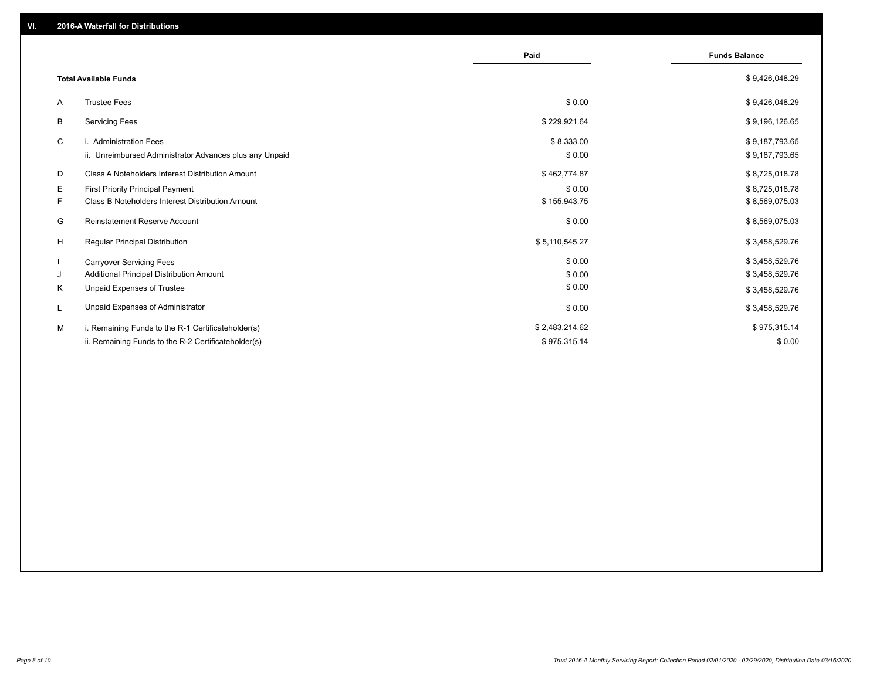## VI. 2016-A Waterfall for Distributions

| | | Paid | Funds Balance |
|---|---|---|---|
| | **Total Available Funds** | | $ 9,426,048.29 |
| A | Trustee Fees | $ 0.00 | $ 9,426,048.29 |
| B | Servicing Fees | $ 229,921.64 | $ 9,196,126.65 |
| C | i. Administration Fees | $ 8,333.00 | $ 9,187,793.65 |
| | ii. Unreimbursed Administrator Advances plus any Unpaid | $ 0.00 | $ 9,187,793.65 |
| D | Class A Noteholders Interest Distribution Amount | $ 462,774.87 | $ 8,725,018.78 |
| E | First Priority Principal Payment | $ 0.00 | $ 8,725,018.78 |
| F | Class B Noteholders Interest Distribution Amount | $ 155,943.75 | $ 8,569,075.03 |
| G | Reinstatement Reserve Account | $ 0.00 | $ 8,569,075.03 |
| H | Regular Principal Distribution | $ 5,110,545.27 | $ 3,458,529.76 |
| I | Carryover Servicing Fees | $ 0.00 | $ 3,458,529.76 |
| J | Additional Principal Distribution Amount | $ 0.00 | $ 3,458,529.76 |
| K | Unpaid Expenses of Trustee | $ 0.00 | $ 3,458,529.76 |
| L | Unpaid Expenses of Administrator | $ 0.00 | $ 3,458,529.76 |
| M | i. Remaining Funds to the R-1 Certificateholder(s) | $ 2,483,214.62 | $ 975,315.14 |
| | ii. Remaining Funds to the R-2 Certificateholder(s) | $ 975,315.14 | $ 0.00 |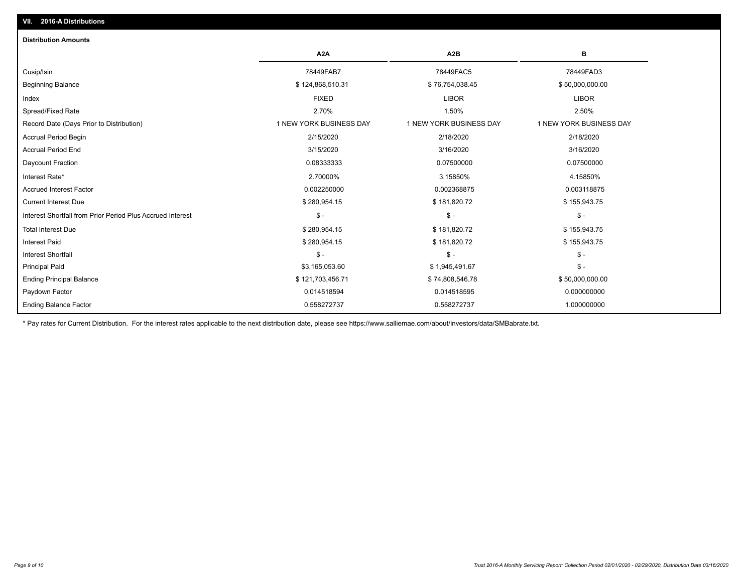## VII. 2016-A Distributions

### Distribution Amounts

| | A2A | A2B | B |
|---|---|---|---|
| Cusip/Isin | 78449FAB7 | 78449FAC5 | 78449FAD3 |
| Beginning Balance | $ 124,868,510.31 | $ 76,754,038.45 | $ 50,000,000.00 |
| Index | FIXED | LIBOR | LIBOR |
| Spread/Fixed Rate | 2.70% | 1.50% | 2.50% |
| Record Date (Days Prior to Distribution) | 1 NEW YORK BUSINESS DAY | 1 NEW YORK BUSINESS DAY | 1 NEW YORK BUSINESS DAY |
| Accrual Period Begin | 2/15/2020 | 2/18/2020 | 2/18/2020 |
| Accrual Period End | 3/15/2020 | 3/16/2020 | 3/16/2020 |
| Daycount Fraction | 0.08333333 | 0.07500000 | 0.07500000 |
| Interest Rate* | 2.70000% | 3.15850% | 4.15850% |
| Accrued Interest Factor | 0.002250000 | 0.002368875 | 0.003118875 |
| Current Interest Due | $ 280,954.15 | $ 181,820.72 | $ 155,943.75 |
| Interest Shortfall from Prior Period Plus Accrued Interest | $ - | $ - | $ - |
| Total Interest Due | $ 280,954.15 | $ 181,820.72 | $ 155,943.75 |
| Interest Paid | $ 280,954.15 | $ 181,820.72 | $ 155,943.75 |
| Interest Shortfall | $ - | $ - | $ - |
| Principal Paid | $3,165,053.60 | $ 1,945,491.67 | $ - |
| Ending Principal Balance | $ 121,703,456.71 | $ 74,808,546.78 | $ 50,000,000.00 |
| Paydown Factor | 0.014518594 | 0.014518595 | 0.000000000 |
| Ending Balance Factor | 0.558272737 | 0.558272737 | 1.000000000 |

* Pay rates for Current Distribution. For the interest rates applicable to the next distribution date, please see https://www.salliemae.com/about/investors/data/SMBabrate.txt.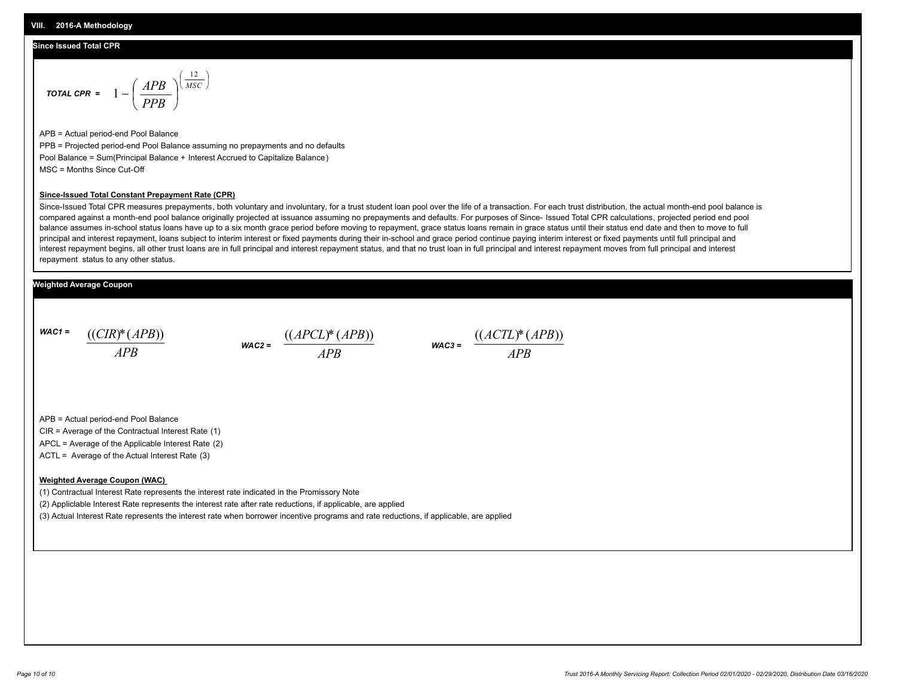## VIII. 2016-A Methodology

### Since Issued Total CPR

**TOTAL CPR =** $$1 - \left(\frac{APB}{PPB}\right)^{\left(\frac{12}{MSC}\right)}$$

APB = Actual period-end Pool Balance

PPB = Projected period-end Pool Balance assuming no prepayments and no defaults

Pool Balance = Sum(Principal Balance + Interest Accrued to Capitalize Balance)

MSC = Months Since Cut-Off

**Since-Issued Total Constant Prepayment Rate (CPR)**

Since-Issued Total CPR measures prepayments, both voluntary and involuntary, for a trust student loan pool over the life of a transaction. For each trust distribution, the actual month-end pool balance is compared against a month-end pool balance originally projected at issuance assuming no prepayments and defaults. For purposes of Since- Issued Total CPR calculations, projected period end pool balance assumes in-school status loans have up to a six month grace period before moving to repayment, grace status loans remain in grace status until their status end date and then to move to full principal and interest repayment, loans subject to interim interest or fixed payments during their in-school and grace period continue paying interim interest or fixed payments until full principal and interest repayment begins, all other trust loans are in full principal and interest repayment status, and that no trust loan in full principal and interest repayment moves from full principal and interest repayment status to any other status.

### Weighted Average Coupon

**WAC1 =** $$\frac{((CIR)^*(APB))}{APB}$$

**WAC2 =** $$\frac{((APCL)^*(APB))}{APB}$$

**WAC3 =** $$\frac{((ACTL)^*(APB))}{APB}$$

APB = Actual period-end Pool Balance

CIR = Average of the Contractual Interest Rate (1)

APCL = Average of the Applicable Interest Rate (2)

ACTL = Average of the Actual Interest Rate (3)

**Weighted Average Coupon (WAC)**

(1) Contractual Interest Rate represents the interest rate indicated in the Promissory Note

(2) Appliclable Interest Rate represents the interest rate after rate reductions, if applicable, are applied

(3) Actual Interest Rate represents the interest rate when borrower incentive programs and rate reductions, if applicable, are applied